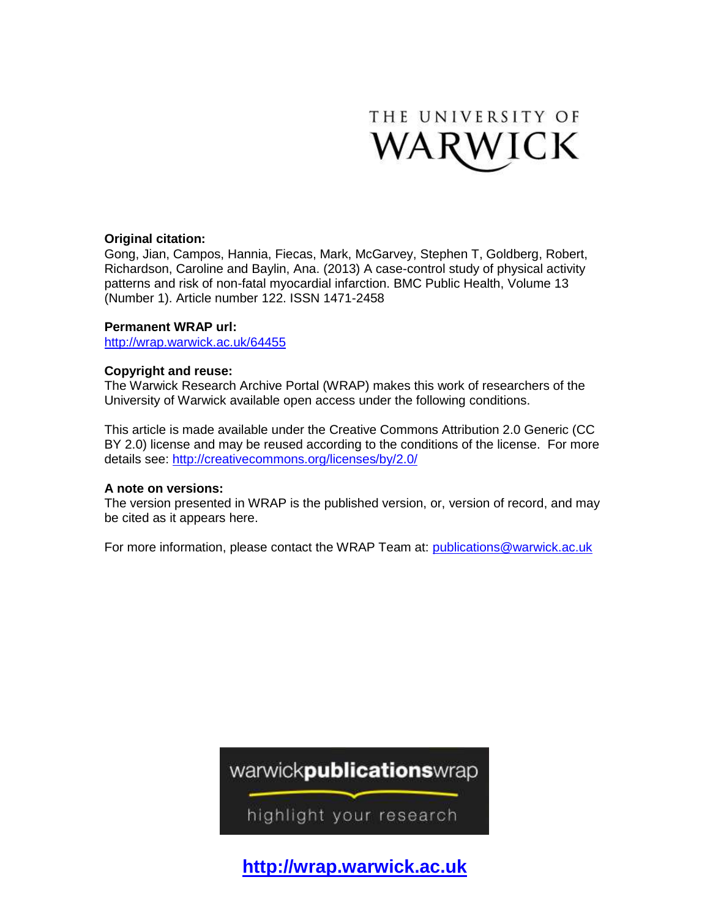THE UNIVERSITY OF WARWICK

**Original citation:**
Gong, Jian, Campos, Hannia, Fiecas, Mark, McGarvey, Stephen T, Goldberg, Robert, Richardson, Caroline and Baylin, Ana. (2013) A case-control study of physical activity patterns and risk of non-fatal myocardial infarction. BMC Public Health, Volume 13 (Number 1). Article number 122. ISSN 1471-2458

**Permanent WRAP url:**
http://wrap.warwick.ac.uk/64455

**Copyright and reuse:**
The Warwick Research Archive Portal (WRAP) makes this work of researchers of the University of Warwick available open access under the following conditions.

This article is made available under the Creative Commons Attribution 2.0 Generic (CC BY 2.0) license and may be reused according to the conditions of the license. For more details see: http://creativecommons.org/licenses/by/2.0/

**A note on versions:**
The version presented in WRAP is the published version, or, version of record, and may be cited as it appears here.

For more information, please contact the WRAP Team at: publications@warwick.ac.uk

warwick**publications**wrap

highlight your research

**http://wrap.warwick.ac.uk**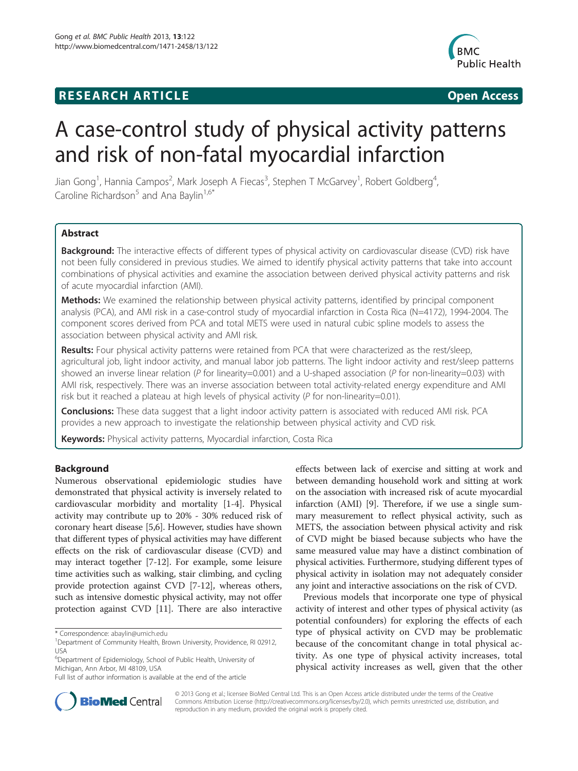# RESEARCH ARTICLE

**Open Access**

# A case-control study of physical activity patterns and risk of non-fatal myocardial infarction

Jian Gong[1], Hannia Campos[2], Mark Joseph A Fiecas[3], Stephen T McGarvey[1], Robert Goldberg[4], Caroline Richardson[5] and Ana Baylin[1,6*]

## Abstract

**Background:** The interactive effects of different types of physical activity on cardiovascular disease (CVD) risk have not been fully considered in previous studies. We aimed to identify physical activity patterns that take into account combinations of physical activities and examine the association between derived physical activity patterns and risk of acute myocardial infarction (AMI).

**Methods:** We examined the relationship between physical activity patterns, identified by principal component analysis (PCA), and AMI risk in a case-control study of myocardial infarction in Costa Rica (N=4172), 1994-2004. The component scores derived from PCA and total METS were used in natural cubic spline models to assess the association between physical activity and AMI risk.

**Results:** Four physical activity patterns were retained from PCA that were characterized as the rest/sleep, agricultural job, light indoor activity, and manual labor job patterns. The light indoor activity and rest/sleep patterns showed an inverse linear relation (*P* for linearity=0.001) and a U-shaped association (*P* for non-linearity=0.03) with AMI risk, respectively. There was an inverse association between total activity-related energy expenditure and AMI risk but it reached a plateau at high levels of physical activity (*P* for non-linearity=0.01).

**Conclusions:** These data suggest that a light indoor activity pattern is associated with reduced AMI risk. PCA provides a new approach to investigate the relationship between physical activity and CVD risk.

**Keywords:** Physical activity patterns, Myocardial infarction, Costa Rica

## Background

Numerous observational epidemiologic studies have demonstrated that physical activity is inversely related to cardiovascular morbidity and mortality [1-4]. Physical activity may contribute up to 20% - 30% reduced risk of coronary heart disease [5,6]. However, studies have shown that different types of physical activities may have different effects on the risk of cardiovascular disease (CVD) and may interact together [7-12]. For example, some leisure time activities such as walking, stair climbing, and cycling provide protection against CVD [7-12], whereas others, such as intensive domestic physical activity, may not offer protection against CVD [11]. There are also interactive effects between lack of exercise and sitting at work and between demanding household work and sitting at work on the association with increased risk of acute myocardial infarction (AMI) [9]. Therefore, if we use a single summary measurement to reflect physical activity, such as METS, the association between physical activity and risk of CVD might be biased because subjects who have the same measured value may have a distinct combination of physical activities. Furthermore, studying different types of physical activity in isolation may not adequately consider any joint and interactive associations on the risk of CVD.

Previous models that incorporate one type of physical activity of interest and other types of physical activity (as potential confounders) for exploring the effects of each type of physical activity on CVD may be problematic because of the concomitant change in total physical activity. As one type of physical activity increases, total physical activity increases as well, given that the other

\* Correspondence: abaylin@umich.edu
[1]Department of Community Health, Brown University, Providence, RI 02912, USA
[6]Department of Epidemiology, School of Public Health, University of Michigan, Ann Arbor, MI 48109, USA
Full list of author information is available at the end of the article

© 2013 Gong et al.; licensee BioMed Central Ltd. This is an Open Access article distributed under the terms of the Creative Commons Attribution License (http://creativecommons.org/licenses/by/2.0), which permits unrestricted use, distribution, and reproduction in any medium, provided the original work is properly cited.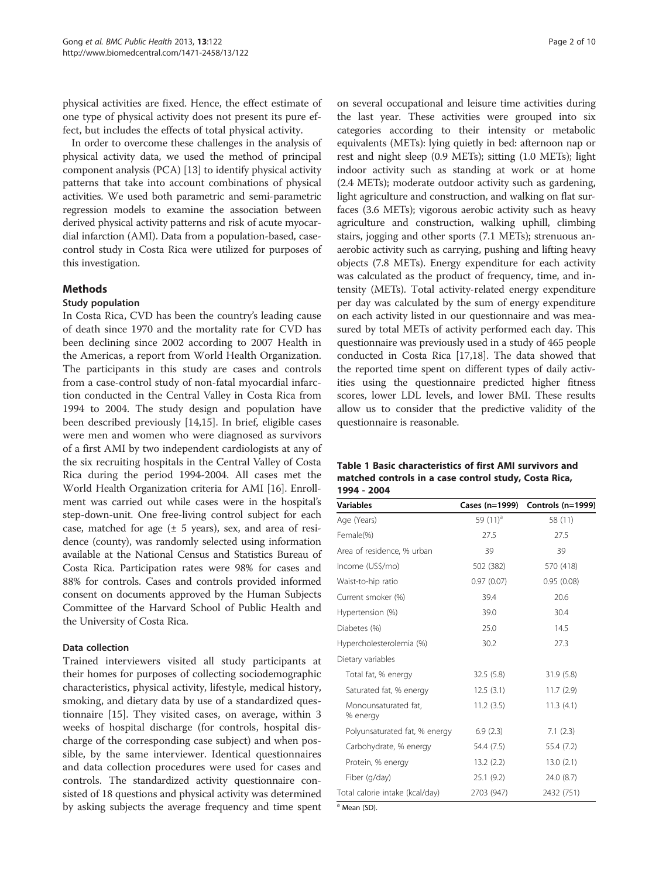physical activities are fixed. Hence, the effect estimate of one type of physical activity does not present its pure effect, but includes the effects of total physical activity.

In order to overcome these challenges in the analysis of physical activity data, we used the method of principal component analysis (PCA) [13] to identify physical activity patterns that take into account combinations of physical activities. We used both parametric and semi-parametric regression models to examine the association between derived physical activity patterns and risk of acute myocardial infarction (AMI). Data from a population-based, case-control study in Costa Rica were utilized for purposes of this investigation.

## Methods

### Study population

In Costa Rica, CVD has been the country's leading cause of death since 1970 and the mortality rate for CVD has been declining since 2002 according to 2007 Health in the Americas, a report from World Health Organization. The participants in this study are cases and controls from a case-control study of non-fatal myocardial infarction conducted in the Central Valley in Costa Rica from 1994 to 2004. The study design and population have been described previously [14,15]. In brief, eligible cases were men and women who were diagnosed as survivors of a first AMI by two independent cardiologists at any of the six recruiting hospitals in the Central Valley of Costa Rica during the period 1994-2004. All cases met the World Health Organization criteria for AMI [16]. Enrollment was carried out while cases were in the hospital's step-down-unit. One free-living control subject for each case, matched for age (± 5 years), sex, and area of residence (county), was randomly selected using information available at the National Census and Statistics Bureau of Costa Rica. Participation rates were 98% for cases and 88% for controls. Cases and controls provided informed consent on documents approved by the Human Subjects Committee of the Harvard School of Public Health and the University of Costa Rica.

### Data collection

Trained interviewers visited all study participants at their homes for purposes of collecting sociodemographic characteristics, physical activity, lifestyle, medical history, smoking, and dietary data by use of a standardized questionnaire [15]. They visited cases, on average, within 3 weeks of hospital discharge (for controls, hospital discharge of the corresponding case subject) and when possible, by the same interviewer. Identical questionnaires and data collection procedures were used for cases and controls. The standardized activity questionnaire consisted of 18 questions and physical activity was determined by asking subjects the average frequency and time spent on several occupational and leisure time activities during the last year. These activities were grouped into six categories according to their intensity or metabolic equivalents (METs): lying quietly in bed: afternoon nap or rest and night sleep (0.9 METs); sitting (1.0 METs); light indoor activity such as standing at work or at home (2.4 METs); moderate outdoor activity such as gardening, light agriculture and construction, and walking on flat surfaces (3.6 METs); vigorous aerobic activity such as heavy agriculture and construction, walking uphill, climbing stairs, jogging and other sports (7.1 METs); strenuous anaerobic activity such as carrying, pushing and lifting heavy objects (7.8 METs). Energy expenditure for each activity was calculated as the product of frequency, time, and intensity (METs). Total activity-related energy expenditure per day was calculated by the sum of energy expenditure on each activity listed in our questionnaire and was measured by total METs of activity performed each day. This questionnaire was previously used in a study of 465 people conducted in Costa Rica [17,18]. The data showed that the reported time spent on different types of daily activities using the questionnaire predicted higher fitness scores, lower LDL levels, and lower BMI. These results allow us to consider that the predictive validity of the questionnaire is reasonable.

**Table 1 Basic characteristics of first AMI survivors and matched controls in a case control study, Costa Rica, 1994 - 2004**

| Variables | Cases (n=1999) | Controls (n=1999) |
|---|---|---|
| Age (Years) | 59 (11)[a] | 58 (11) |
| Female(%) | 27.5 | 27.5 |
| Area of residence, % urban | 39 | 39 |
| Income (US$/mo) | 502 (382) | 570 (418) |
| Waist-to-hip ratio | 0.97 (0.07) | 0.95 (0.08) |
| Current smoker (%) | 39.4 | 20.6 |
| Hypertension (%) | 39.0 | 30.4 |
| Diabetes (%) | 25.0 | 14.5 |
| Hypercholesterolemia (%) | 30.2 | 27.3 |
| Dietary variables | | |
| Total fat, % energy | 32.5 (5.8) | 31.9 (5.8) |
| Saturated fat, % energy | 12.5 (3.1) | 11.7 (2.9) |
| Monounsaturated fat, % energy | 11.2 (3.5) | 11.3 (4.1) |
| Polyunsaturated fat, % energy | 6.9 (2.3) | 7.1 (2.3) |
| Carbohydrate, % energy | 54.4 (7.5) | 55.4 (7.2) |
| Protein, % energy | 13.2 (2.2) | 13.0 (2.1) |
| Fiber (g/day) | 25.1 (9.2) | 24.0 (8.7) |
| Total calorie intake (kcal/day) | 2703 (947) | 2432 (751) |

[a] Mean (SD).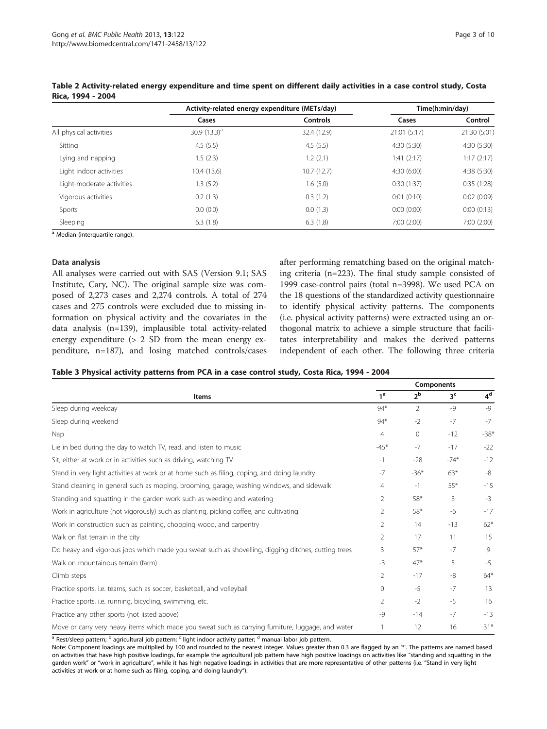**Table 2 Activity-related energy expenditure and time spent on different daily activities in a case control study, Costa Rica, 1994 - 2004**

| | Activity-related energy expenditure (METs/day) | | Time(h:min/day) | |
|---|---|---|---|---|
| | Cases | Controls | Cases | Control |
| All physical activities | 30.9 (13.3)[a] | 32.4 (12.9) | 21:01 (5:17) | 21:30 (5:01) |
| Sitting | 4.5 (5.5) | 4.5 (5.5) | 4:30 (5:30) | 4:30 (5:30) |
| Lying and napping | 1.5 (2.3) | 1.2 (2.1) | 1:41 (2:17) | 1:17 (2:17) |
| Light indoor activities | 10.4 (13.6) | 10.7 (12.7) | 4:30 (6:00) | 4:38 (5:30) |
| Light-moderate activities | 1.3 (5.2) | 1.6 (5.0) | 0:30 (1:37) | 0:35 (1:28) |
| Vigorous activities | 0.2 (1.3) | 0.3 (1.2) | 0:01 (0:10) | 0:02 (0:09) |
| Sports | 0.0 (0.0) | 0.0 (1.3) | 0:00 (0:00) | 0:00 (0:13) |
| Sleeping | 6.3 (1.8) | 6.3 (1.8) | 7:00 (2:00) | 7:00 (2:00) |

[a] Median (interquartile range).

### Data analysis

All analyses were carried out with SAS (Version 9.1; SAS Institute, Cary, NC). The original sample size was composed of 2,273 cases and 2,274 controls. A total of 274 cases and 275 controls were excluded due to missing information on physical activity and the covariates in the data analysis (n=139), implausible total activity-related energy expenditure (> 2 SD from the mean energy expenditure, n=187), and losing matched controls/cases after performing rematching based on the original matching criteria (n=223). The final study sample consisted of 1999 case-control pairs (total n=3998). We used PCA on the 18 questions of the standardized activity questionnaire to identify physical activity patterns. The components (i.e. physical activity patterns) were extracted using an orthogonal matrix to achieve a simple structure that facilitates interpretability and makes the derived patterns independent of each other. The following three criteria

**Table 3 Physical activity patterns from PCA in a case control study, Costa Rica, 1994 - 2004**

| Items | Components | | | |
|---|---|---|---|---|
| | 1[a] | 2[b] | 3[c] | 4[d] |
| Sleep during weekday | 94* | 2 | -9 | -9 |
| Sleep during weekend | 94* | -2 | -7 | -7 |
| Nap | 4 | 0 | -12 | -38* |
| Lie in bed during the day to watch TV, read, and listen to music | -45* | -7 | -17 | -22 |
| Sit, either at work or in activities such as driving, watching TV | -1 | -28 | -74* | -12 |
| Stand in very light activities at work or at home such as filing, coping, and doing laundry | -7 | -36* | 63* | -8 |
| Stand cleaning in general such as moping, brooming, garage, washing windows, and sidewalk | 4 | -1 | 55* | -15 |
| Standing and squatting in the garden work such as weeding and watering | 2 | 58* | 3 | -3 |
| Work in agriculture (not vigorously) such as planting, picking coffee, and cultivating. | 2 | 58* | -6 | -17 |
| Work in construction such as painting, chopping wood, and carpentry | 2 | 14 | -13 | 62* |
| Walk on flat terrain in the city | 2 | 17 | 11 | 15 |
| Do heavy and vigorous jobs which made you sweat such as shovelling, digging ditches, cutting trees | 3 | 57* | -7 | 9 |
| Walk on mountainous terrain (farm) | -3 | 47* | 5 | -5 |
| Climb steps | 2 | -17 | -8 | 64* |
| Practice sports, i.e. teams, such as soccer, basketball, and volleyball | 0 | -5 | -7 | 13 |
| Practice sports, i.e. running, bicycling, swimming, etc. | 2 | -2 | -5 | 16 |
| Practice any other sports (not listed above) | -9 | -14 | -7 | -13 |
| Move or carry very heavy items which made you sweat such as carrying furniture, luggage, and water | 1 | 12 | 16 | 31* |

[a] Rest/sleep pattern; [b] agricultural job pattern; [c] light indoor activity patter; [d] manual labor job pattern.

Note: Component loadings are multiplied by 100 and rounded to the nearest integer. Values greater than 0.3 are flagged by an '*'. The patterns are named based on activities that have high positive loadings, for example the agricultural job pattern have high positive loadings on activities like "standing and squatting in the garden work" or "work in agriculture", while it has high negative loadings in activities that are more representative of other patterns (i.e. "Stand in very light activities at work or at home such as filing, coping, and doing laundry").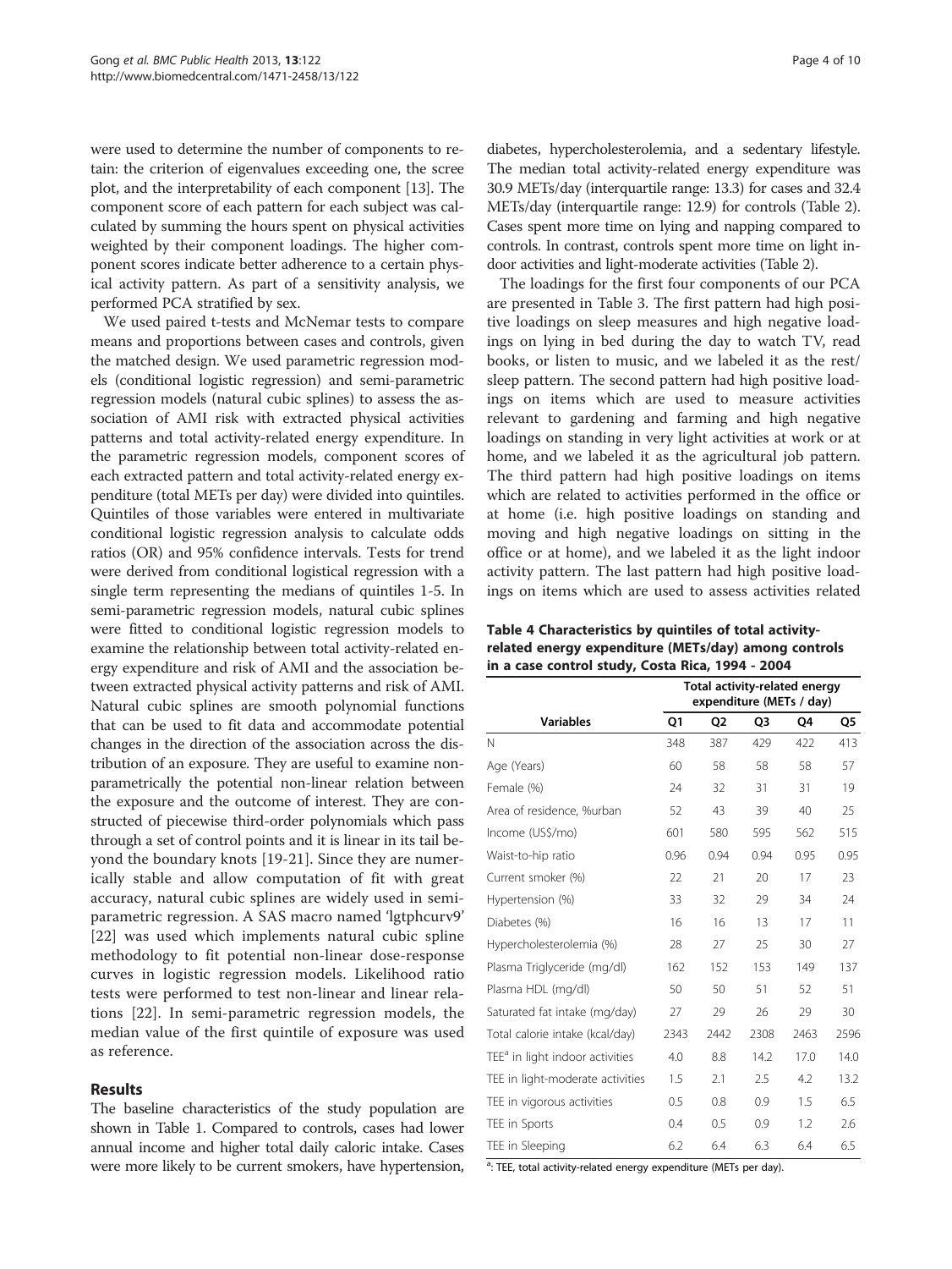were used to determine the number of components to retain: the criterion of eigenvalues exceeding one, the scree plot, and the interpretability of each component [13]. The component score of each pattern for each subject was calculated by summing the hours spent on physical activities weighted by their component loadings. The higher component scores indicate better adherence to a certain physical activity pattern. As part of a sensitivity analysis, we performed PCA stratified by sex.

We used paired t-tests and McNemar tests to compare means and proportions between cases and controls, given the matched design. We used parametric regression models (conditional logistic regression) and semi-parametric regression models (natural cubic splines) to assess the association of AMI risk with extracted physical activities patterns and total activity-related energy expenditure. In the parametric regression models, component scores of each extracted pattern and total activity-related energy expenditure (total METs per day) were divided into quintiles. Quintiles of those variables were entered in multivariate conditional logistic regression analysis to calculate odds ratios (OR) and 95% confidence intervals. Tests for trend were derived from conditional logistical regression with a single term representing the medians of quintiles 1-5. In semi-parametric regression models, natural cubic splines were fitted to conditional logistic regression models to examine the relationship between total activity-related energy expenditure and risk of AMI and the association between extracted physical activity patterns and risk of AMI. Natural cubic splines are smooth polynomial functions that can be used to fit data and accommodate potential changes in the direction of the association across the distribution of an exposure. They are useful to examine nonparametrically the potential non-linear relation between the exposure and the outcome of interest. They are constructed of piecewise third-order polynomials which pass through a set of control points and it is linear in its tail beyond the boundary knots [19-21]. Since they are numerically stable and allow computation of fit with great accuracy, natural cubic splines are widely used in semiparametric regression. A SAS macro named 'lgtphcurv9' [22] was used which implements natural cubic spline methodology to fit potential non-linear dose-response curves in logistic regression models. Likelihood ratio tests were performed to test non-linear and linear relations [22]. In semi-parametric regression models, the median value of the first quintile of exposure was used as reference.

## Results

The baseline characteristics of the study population are shown in Table 1. Compared to controls, cases had lower annual income and higher total daily caloric intake. Cases were more likely to be current smokers, have hypertension, diabetes, hypercholesterolemia, and a sedentary lifestyle. The median total activity-related energy expenditure was 30.9 METs/day (interquartile range: 13.3) for cases and 32.4 METs/day (interquartile range: 12.9) for controls (Table 2). Cases spent more time on lying and napping compared to controls. In contrast, controls spent more time on light indoor activities and light-moderate activities (Table 2).

The loadings for the first four components of our PCA are presented in Table 3. The first pattern had high positive loadings on sleep measures and high negative loadings on lying in bed during the day to watch TV, read books, or listen to music, and we labeled it as the rest/sleep pattern. The second pattern had high positive loadings on items which are used to measure activities relevant to gardening and farming and high negative loadings on standing in very light activities at work or at home, and we labeled it as the agricultural job pattern. The third pattern had high positive loadings on items which are related to activities performed in the office or at home (i.e. high positive loadings on standing and moving and high negative loadings on sitting in the office or at home), and we labeled it as the light indoor activity pattern. The last pattern had high positive loadings on items which are used to assess activities related

**Table 4 Characteristics by quintiles of total activity-related energy expenditure (METs/day) among controls in a case control study, Costa Rica, 1994 - 2004**

| Variables | Total activity-related energy expenditure (METs / day) | | | | |
|---|---|---|---|---|---|
| | Q1 | Q2 | Q3 | Q4 | Q5 |
| N | 348 | 387 | 429 | 422 | 413 |
| Age (Years) | 60 | 58 | 58 | 58 | 57 |
| Female (%) | 24 | 32 | 31 | 31 | 19 |
| Area of residence, %urban | 52 | 43 | 39 | 40 | 25 |
| Income (US$/mo) | 601 | 580 | 595 | 562 | 515 |
| Waist-to-hip ratio | 0.96 | 0.94 | 0.94 | 0.95 | 0.95 |
| Current smoker (%) | 22 | 21 | 20 | 17 | 23 |
| Hypertension (%) | 33 | 32 | 29 | 34 | 24 |
| Diabetes (%) | 16 | 16 | 13 | 17 | 11 |
| Hypercholesterolemia (%) | 28 | 27 | 25 | 30 | 27 |
| Plasma Triglyceride (mg/dl) | 162 | 152 | 153 | 149 | 137 |
| Plasma HDL (mg/dl) | 50 | 50 | 51 | 52 | 51 |
| Saturated fat intake (mg/day) | 27 | 29 | 26 | 29 | 30 |
| Total calorie intake (kcal/day) | 2343 | 2442 | 2308 | 2463 | 2596 |
| TEE[a] in light indoor activities | 4.0 | 8.8 | 14.2 | 17.0 | 14.0 |
| TEE in light-moderate activities | 1.5 | 2.1 | 2.5 | 4.2 | 13.2 |
| TEE in vigorous activities | 0.5 | 0.8 | 0.9 | 1.5 | 6.5 |
| TEE in Sports | 0.4 | 0.5 | 0.9 | 1.2 | 2.6 |
| TEE in Sleeping | 6.2 | 6.4 | 6.3 | 6.4 | 6.5 |

[a]: TEE, total activity-related energy expenditure (METs per day).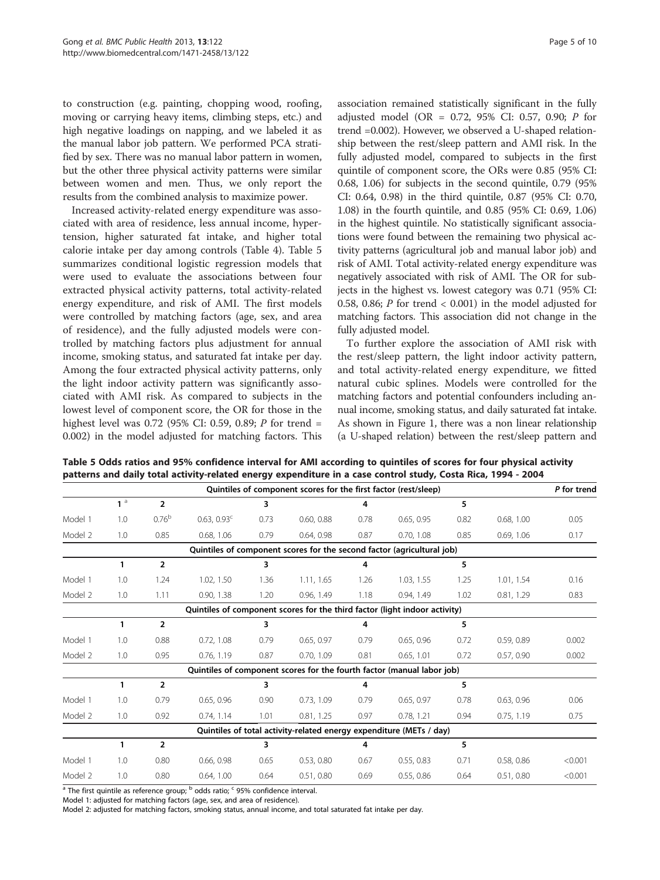to construction (e.g. painting, chopping wood, roofing, moving or carrying heavy items, climbing steps, etc.) and high negative loadings on napping, and we labeled it as the manual labor job pattern. We performed PCA stratified by sex. There was no manual labor pattern in women, but the other three physical activity patterns were similar between women and men. Thus, we only report the results from the combined analysis to maximize power.

Increased activity-related energy expenditure was associated with area of residence, less annual income, hypertension, higher saturated fat intake, and higher total calorie intake per day among controls (Table 4). Table 5 summarizes conditional logistic regression models that were used to evaluate the associations between four extracted physical activity patterns, total activity-related energy expenditure, and risk of AMI. The first models were controlled by matching factors (age, sex, and area of residence), and the fully adjusted models were controlled by matching factors plus adjustment for annual income, smoking status, and saturated fat intake per day. Among the four extracted physical activity patterns, only the light indoor activity pattern was significantly associated with AMI risk. As compared to subjects in the lowest level of component score, the OR for those in the highest level was 0.72 (95% CI: 0.59, 0.89; *P* for trend = 0.002) in the model adjusted for matching factors. This association remained statistically significant in the fully adjusted model (OR = 0.72, 95% CI: 0.57, 0.90; *P* for trend =0.002). However, we observed a U-shaped relationship between the rest/sleep pattern and AMI risk. In the fully adjusted model, compared to subjects in the first quintile of component score, the ORs were 0.85 (95% CI: 0.68, 1.06) for subjects in the second quintile, 0.79 (95% CI: 0.64, 0.98) in the third quintile, 0.87 (95% CI: 0.70, 1.08) in the fourth quintile, and 0.85 (95% CI: 0.69, 1.06) in the highest quintile. No statistically significant associations were found between the remaining two physical activity patterns (agricultural job and manual labor job) and risk of AMI. Total activity-related energy expenditure was negatively associated with risk of AMI. The OR for subjects in the highest vs. lowest category was 0.71 (95% CI: 0.58, 0.86; *P* for trend < 0.001) in the model adjusted for matching factors. This association did not change in the fully adjusted model.

To further explore the association of AMI risk with the rest/sleep pattern, the light indoor activity pattern, and total activity-related energy expenditure, we fitted natural cubic splines. Models were controlled for the matching factors and potential confounders including annual income, smoking status, and daily saturated fat intake. As shown in Figure 1, there was a non linear relationship (a U-shaped relation) between the rest/sleep pattern and

**Table 5 Odds ratios and 95% confidence interval for AMI according to quintiles of scores for four physical activity patterns and daily total activity-related energy expenditure in a case control study, Costa Rica, 1994 - 2004**

| | Quintiles of component scores for the first factor (rest/sleep) | | | | | | | | | P for trend |
|---|---|---|---|---|---|---|---|---|---|---|
| | 1 [a] | 2 | | 3 | | 4 | | 5 | | |
| Model 1 | 1.0 | 0.76[b] | 0.63, 0.93[c] | 0.73 | 0.60, 0.88 | 0.78 | 0.65, 0.95 | 0.82 | 0.68, 1.00 | 0.05 |
| Model 2 | 1.0 | 0.85 | 0.68, 1.06 | 0.79 | 0.64, 0.98 | 0.87 | 0.70, 1.08 | 0.85 | 0.69, 1.06 | 0.17 |
| | **Quintiles of component scores for the second factor (agricultural job)** | | | | | | | | | |
| | 1 | 2 | | 3 | | 4 | | 5 | | |
| Model 1 | 1.0 | 1.24 | 1.02, 1.50 | 1.36 | 1.11, 1.65 | 1.26 | 1.03, 1.55 | 1.25 | 1.01, 1.54 | 0.16 |
| Model 2 | 1.0 | 1.11 | 0.90, 1.38 | 1.20 | 0.96, 1.49 | 1.18 | 0.94, 1.49 | 1.02 | 0.81, 1.29 | 0.83 |
| | **Quintiles of component scores for the third factor (light indoor activity)** | | | | | | | | | |
| | 1 | 2 | | 3 | | 4 | | 5 | | |
| Model 1 | 1.0 | 0.88 | 0.72, 1.08 | 0.79 | 0.65, 0.97 | 0.79 | 0.65, 0.96 | 0.72 | 0.59, 0.89 | 0.002 |
| Model 2 | 1.0 | 0.95 | 0.76, 1.19 | 0.87 | 0.70, 1.09 | 0.81 | 0.65, 1.01 | 0.72 | 0.57, 0.90 | 0.002 |
| | **Quintiles of component scores for the fourth factor (manual labor job)** | | | | | | | | | |
| | 1 | 2 | | 3 | | 4 | | 5 | | |
| Model 1 | 1.0 | 0.79 | 0.65, 0.96 | 0.90 | 0.73, 1.09 | 0.79 | 0.65, 0.97 | 0.78 | 0.63, 0.96 | 0.06 |
| Model 2 | 1.0 | 0.92 | 0.74, 1.14 | 1.01 | 0.81, 1.25 | 0.97 | 0.78, 1.21 | 0.94 | 0.75, 1.19 | 0.75 |
| | **Quintiles of total activity-related energy expenditure (METs / day)** | | | | | | | | | |
| | 1 | 2 | | 3 | | 4 | | 5 | | |
| Model 1 | 1.0 | 0.80 | 0.66, 0.98 | 0.65 | 0.53, 0.80 | 0.67 | 0.55, 0.83 | 0.71 | 0.58, 0.86 | <0.001 |
| Model 2 | 1.0 | 0.80 | 0.64, 1.00 | 0.64 | 0.51, 0.80 | 0.69 | 0.55, 0.86 | 0.64 | 0.51, 0.80 | <0.001 |

[a] The first quintile as reference group; [b] odds ratio; [c] 95% confidence interval.

Model 1: adjusted for matching factors (age, sex, and area of residence).

Model 2: adjusted for matching factors, smoking status, annual income, and total saturated fat intake per day.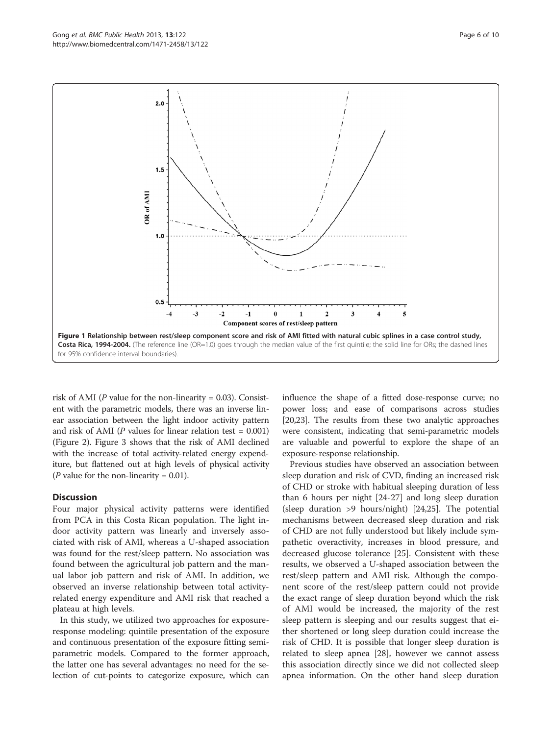Figure 1 Relationship between rest/sleep component score and risk of AMI fitted with natural cubic splines in a case control study, Costa Rica, 1994-2004. (The reference line (OR=1.0) goes through the median value of the first quintile; the solid line for ORs; the dashed lines for 95% confidence interval boundaries).

risk of AMI (*P* value for the non-linearity = 0.03). Consistent with the parametric models, there was an inverse linear association between the light indoor activity pattern and risk of AMI (*P* values for linear relation test = 0.001) (Figure 2). Figure 3 shows that the risk of AMI declined with the increase of total activity-related energy expenditure, but flattened out at high levels of physical activity (*P* value for the non-linearity = 0.01).

## Discussion

Four major physical activity patterns were identified from PCA in this Costa Rican population. The light indoor activity pattern was linearly and inversely associated with risk of AMI, whereas a U-shaped association was found for the rest/sleep pattern. No association was found between the agricultural job pattern and the manual labor job pattern and risk of AMI. In addition, we observed an inverse relationship between total activity-related energy expenditure and AMI risk that reached a plateau at high levels.

In this study, we utilized two approaches for exposure-response modeling: quintile presentation of the exposure and continuous presentation of the exposure fitting semi-parametric models. Compared to the former approach, the latter one has several advantages: no need for the selection of cut-points to categorize exposure, which can influence the shape of a fitted dose-response curve; no power loss; and ease of comparisons across studies [20,23]. The results from these two analytic approaches were consistent, indicating that semi-parametric models are valuable and powerful to explore the shape of an exposure-response relationship.

Previous studies have observed an association between sleep duration and risk of CVD, finding an increased risk of CHD or stroke with habitual sleeping duration of less than 6 hours per night [24-27] and long sleep duration (sleep duration >9 hours/night) [24,25]. The potential mechanisms between decreased sleep duration and risk of CHD are not fully understood but likely include sympathetic overactivity, increases in blood pressure, and decreased glucose tolerance [25]. Consistent with these results, we observed a U-shaped association between the rest/sleep pattern and AMI risk. Although the component score of the rest/sleep pattern could not provide the exact range of sleep duration beyond which the risk of AMI would be increased, the majority of the rest sleep pattern is sleeping and our results suggest that either shortened or long sleep duration could increase the risk of CHD. It is possible that longer sleep duration is related to sleep apnea [28], however we cannot assess this association directly since we did not collected sleep apnea information. On the other hand sleep duration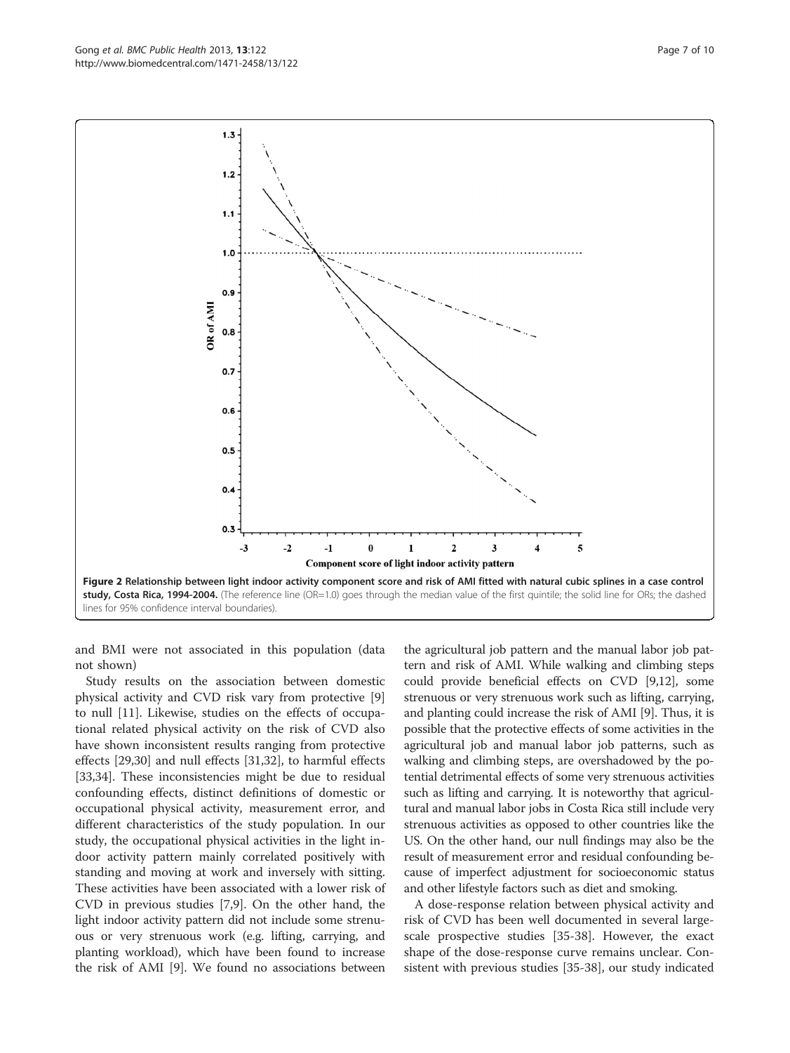**Figure 2 Relationship between light indoor activity component score and risk of AMI fitted with natural cubic splines in a case control study, Costa Rica, 1994-2004.** (The reference line (OR=1.0) goes through the median value of the first quintile; the solid line for ORs; the dashed lines for 95% confidence interval boundaries).

and BMI were not associated in this population (data not shown)

Study results on the association between domestic physical activity and CVD risk vary from protective [9] to null [11]. Likewise, studies on the effects of occupational related physical activity on the risk of CVD also have shown inconsistent results ranging from protective effects [29,30] and null effects [31,32], to harmful effects [33,34]. These inconsistencies might be due to residual confounding effects, distinct definitions of domestic or occupational physical activity, measurement error, and different characteristics of the study population. In our study, the occupational physical activities in the light indoor activity pattern mainly correlated positively with standing and moving at work and inversely with sitting. These activities have been associated with a lower risk of CVD in previous studies [7,9]. On the other hand, the light indoor activity pattern did not include some strenuous or very strenuous work (e.g. lifting, carrying, and planting workload), which have been found to increase the risk of AMI [9]. We found no associations between the agricultural job pattern and the manual labor job pattern and risk of AMI. While walking and climbing steps could provide beneficial effects on CVD [9,12], some strenuous or very strenuous work such as lifting, carrying, and planting could increase the risk of AMI [9]. Thus, it is possible that the protective effects of some activities in the agricultural job and manual labor job patterns, such as walking and climbing steps, are overshadowed by the potential detrimental effects of some very strenuous activities such as lifting and carrying. It is noteworthy that agricultural and manual labor jobs in Costa Rica still include very strenuous activities as opposed to other countries like the US. On the other hand, our null findings may also be the result of measurement error and residual confounding because of imperfect adjustment for socioeconomic status and other lifestyle factors such as diet and smoking.

A dose-response relation between physical activity and risk of CVD has been well documented in several large-scale prospective studies [35-38]. However, the exact shape of the dose-response curve remains unclear. Consistent with previous studies [35-38], our study indicated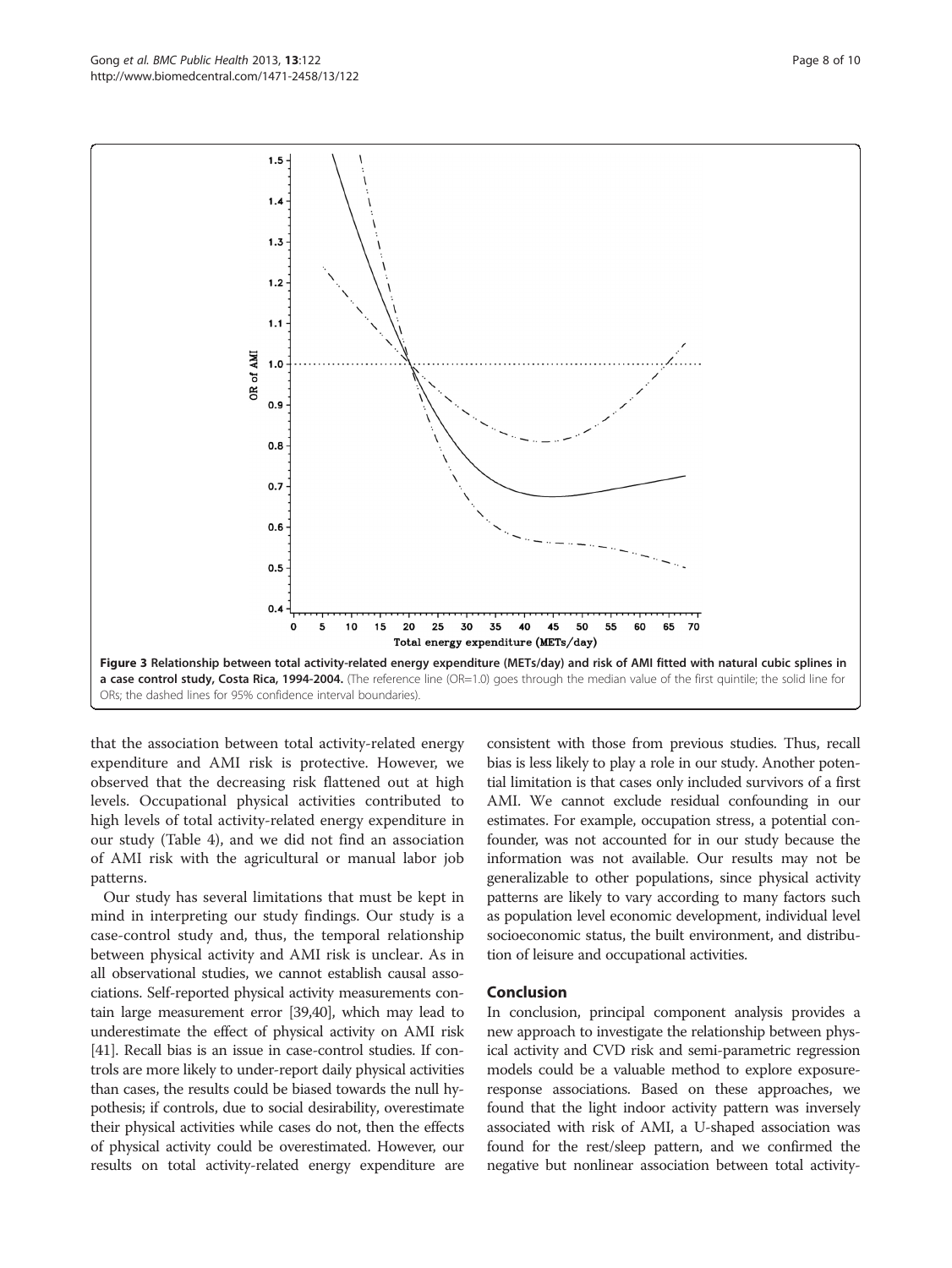1.5
1.4
1.3
1.2
1.1
1.0
0.9
0.8
0.7
0.6
0.5
0.4

OR of AMI

0 5 10 15 20 25 30 35 40 45 50 55 60 65 70

Total energy expenditure (METs/day)

**Figure 3 Relationship between total activity-related energy expenditure (METs/day) and risk of AMI fitted with natural cubic splines in a case control study, Costa Rica, 1994-2004.** (The reference line (OR=1.0) goes through the median value of the first quintile; the solid line for ORs; the dashed lines for 95% confidence interval boundaries).

that the association between total activity-related energy expenditure and AMI risk is protective. However, we observed that the decreasing risk flattened out at high levels. Occupational physical activities contributed to high levels of total activity-related energy expenditure in our study (Table 4), and we did not find an association of AMI risk with the agricultural or manual labor job patterns.

Our study has several limitations that must be kept in mind in interpreting our study findings. Our study is a case-control study and, thus, the temporal relationship between physical activity and AMI risk is unclear. As in all observational studies, we cannot establish causal associations. Self-reported physical activity measurements contain large measurement error [39,40], which may lead to underestimate the effect of physical activity on AMI risk [41]. Recall bias is an issue in case-control studies. If controls are more likely to under-report daily physical activities than cases, the results could be biased towards the null hypothesis; if controls, due to social desirability, overestimate their physical activities while cases do not, then the effects of physical activity could be overestimated. However, our results on total activity-related energy expenditure are consistent with those from previous studies. Thus, recall bias is less likely to play a role in our study. Another potential limitation is that cases only included survivors of a first AMI. We cannot exclude residual confounding in our estimates. For example, occupation stress, a potential confounder, was not accounted for in our study because the information was not available. Our results may not be generalizable to other populations, since physical activity patterns are likely to vary according to many factors such as population level economic development, individual level socioeconomic status, the built environment, and distribution of leisure and occupational activities.

## Conclusion

In conclusion, principal component analysis provides a new approach to investigate the relationship between physical activity and CVD risk and semi-parametric regression models could be a valuable method to explore exposure-response associations. Based on these approaches, we found that the light indoor activity pattern was inversely associated with risk of AMI, a U-shaped association was found for the rest/sleep pattern, and we confirmed the negative but nonlinear association between total activity-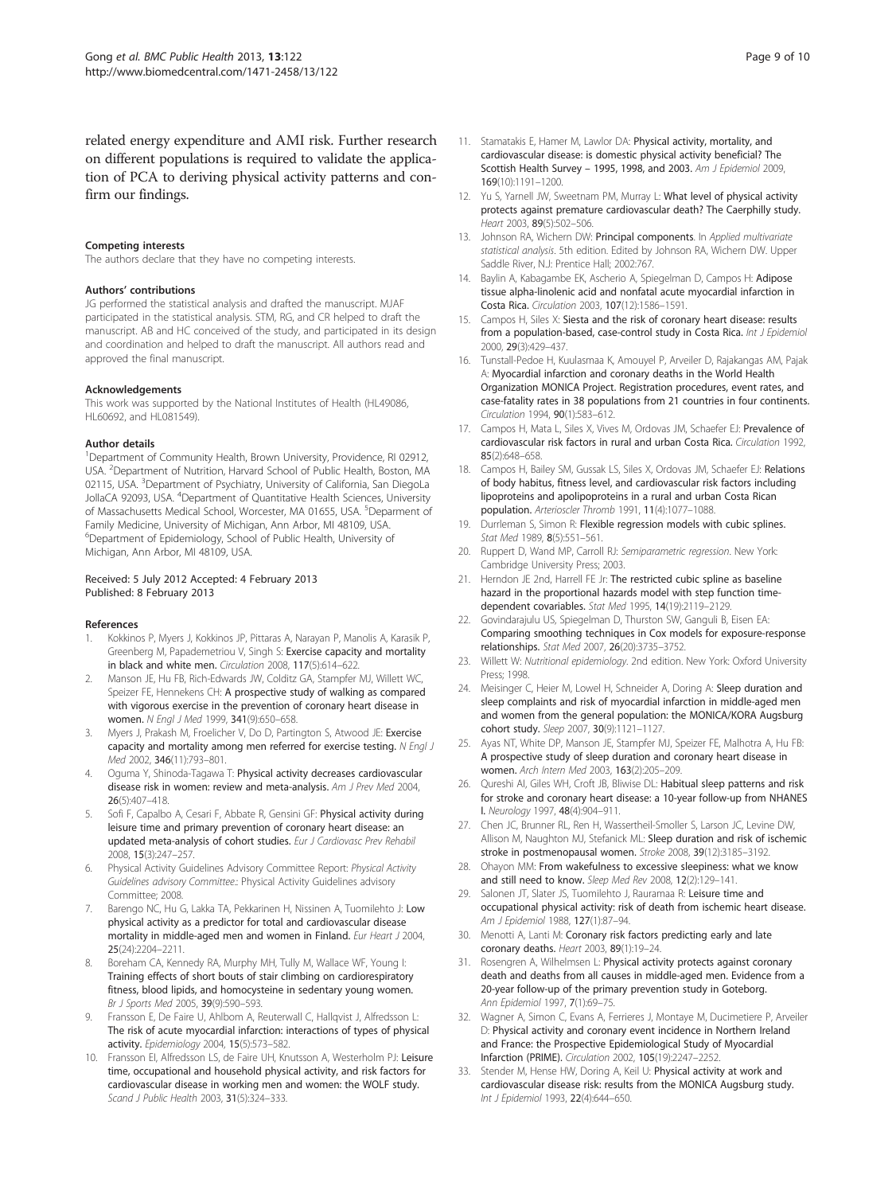related energy expenditure and AMI risk. Further research on different populations is required to validate the application of PCA to deriving physical activity patterns and confirm our findings.

#### Competing interests

The authors declare that they have no competing interests.

#### Authors' contributions

JG performed the statistical analysis and drafted the manuscript. MJAF participated in the statistical analysis. STM, RG, and CR helped to draft the manuscript. AB and HC conceived of the study, and participated in its design and coordination and helped to draft the manuscript. All authors read and approved the final manuscript.

#### Acknowledgements

This work was supported by the National Institutes of Health (HL49086, HL60692, and HL081549).

#### Author details

[1]Department of Community Health, Brown University, Providence, RI 02912, USA. [2]Department of Nutrition, Harvard School of Public Health, Boston, MA 02115, USA. [3]Department of Psychiatry, University of California, San DiegoLa JollaCA 92093, USA. [4]Department of Quantitative Health Sciences, University of Massachusetts Medical School, Worcester, MA 01655, USA. [5]Deparment of Family Medicine, University of Michigan, Ann Arbor, MI 48109, USA. [6]Department of Epidemiology, School of Public Health, University of Michigan, Ann Arbor, MI 48109, USA.

Received: 5 July 2012 Accepted: 4 February 2013
Published: 8 February 2013

#### References

1. Kokkinos P, Myers J, Kokkinos JP, Pittaras A, Narayan P, Manolis A, Karasik P, Greenberg M, Papademetriou V, Singh S: **Exercise capacity and mortality in black and white men.** *Circulation* 2008, **117**(5):614–622.
2. Manson JE, Hu FB, Rich-Edwards JW, Colditz GA, Stampfer MJ, Willett WC, Speizer FE, Hennekens CH: **A prospective study of walking as compared with vigorous exercise in the prevention of coronary heart disease in women.** *N Engl J Med* 1999, **341**(9):650–658.
3. Myers J, Prakash M, Froelicher V, Do D, Partington S, Atwood JE: **Exercise capacity and mortality among men referred for exercise testing.** *N Engl J Med* 2002, **346**(11):793–801.
4. Oguma Y, Shinoda-Tagawa T: **Physical activity decreases cardiovascular disease risk in women: review and meta-analysis.** *Am J Prev Med* 2004, **26**(5):407–418.
5. Sofi F, Capalbo A, Cesari F, Abbate R, Gensini GF: **Physical activity during leisure time and primary prevention of coronary heart disease: an updated meta-analysis of cohort studies.** *Eur J Cardiovasc Prev Rehabil* 2008, **15**(3):247–257.
6. Physical Activity Guidelines Advisory Committee Report: *Physical Activity Guidelines advisory Committee.:* Physical Activity Guidelines advisory Committee; 2008.
7. Barengo NC, Hu G, Lakka TA, Pekkarinen H, Nissinen A, Tuomilehto J: **Low physical activity as a predictor for total and cardiovascular disease mortality in middle-aged men and women in Finland.** *Eur Heart J* 2004, **25**(24):2204–2211.
8. Boreham CA, Kennedy RA, Murphy MH, Tully M, Wallace WF, Young I: **Training effects of short bouts of stair climbing on cardiorespiratory fitness, blood lipids, and homocysteine in sedentary young women.** *Br J Sports Med* 2005, **39**(9):590–593.
9. Fransson E, De Faire U, Ahlbom A, Reuterwall C, Hallqvist J, Alfredsson L: **The risk of acute myocardial infarction: interactions of types of physical activity.** *Epidemiology* 2004, **15**(5):573–582.
10. Fransson EI, Alfredsson LS, de Faire UH, Knutsson A, Westerholm PJ: **Leisure time, occupational and household physical activity, and risk factors for cardiovascular disease in working men and women: the WOLF study.** *Scand J Public Health* 2003, **31**(5):324–333.
11. Stamatakis E, Hamer M, Lawlor DA: **Physical activity, mortality, and cardiovascular disease: is domestic physical activity beneficial? The Scottish Health Survey – 1995, 1998, and 2003.** *Am J Epidemiol* 2009, **169**(10):1191–1200.
12. Yu S, Yarnell JW, Sweetnam PM, Murray L: **What level of physical activity protects against premature cardiovascular death? The Caerphilly study.** *Heart* 2003, **89**(5):502–506.
13. Johnson RA, Wichern DW: **Principal components.** In *Applied multivariate statistical analysis*. 5th edition. Edited by Johnson RA, Wichern DW. Upper Saddle River, N.J: Prentice Hall; 2002:767.
14. Baylin A, Kabagambe EK, Ascherio A, Spiegelman D, Campos H: **Adipose tissue alpha-linolenic acid and nonfatal acute myocardial infarction in Costa Rica.** *Circulation* 2003, **107**(12):1586–1591.
15. Campos H, Siles X: **Siesta and the risk of coronary heart disease: results from a population-based, case-control study in Costa Rica.** *Int J Epidemiol* 2000, **29**(3):429–437.
16. Tunstall-Pedoe H, Kuulasmaa K, Amouyel P, Arveiler D, Rajakangas AM, Pajak A: **Myocardial infarction and coronary deaths in the World Health Organization MONICA Project. Registration procedures, event rates, and case-fatality rates in 38 populations from 21 countries in four continents.** *Circulation* 1994, **90**(1):583–612.
17. Campos H, Mata L, Siles X, Vives M, Ordovas JM, Schaefer EJ: **Prevalence of cardiovascular risk factors in rural and urban Costa Rica.** *Circulation* 1992, **85**(2):648–658.
18. Campos H, Bailey SM, Gussak LS, Siles X, Ordovas JM, Schaefer EJ: **Relations of body habitus, fitness level, and cardiovascular risk factors including lipoproteins and apolipoproteins in a rural and urban Costa Rican population.** *Arterioscler Thromb* 1991, **11**(4):1077–1088.
19. Durrleman S, Simon R: **Flexible regression models with cubic splines.** *Stat Med* 1989, **8**(5):551–561.
20. Ruppert D, Wand MP, Carroll RJ: *Semiparametric regression*. New York: Cambridge University Press; 2003.
21. Herndon JE 2nd, Harrell FE Jr: **The restricted cubic spline as baseline hazard in the proportional hazards model with step function time-dependent covariables.** *Stat Med* 1995, **14**(19):2119–2129.
22. Govindarajulu US, Spiegelman D, Thurston SW, Ganguli B, Eisen EA: **Comparing smoothing techniques in Cox models for exposure-response relationships.** *Stat Med* 2007, **26**(20):3735–3752.
23. Willett W: *Nutritional epidemiology*. 2nd edition. New York: Oxford University Press; 1998.
24. Meisinger C, Heier M, Lowel H, Schneider A, Doring A: **Sleep duration and sleep complaints and risk of myocardial infarction in middle-aged men and women from the general population: the MONICA/KORA Augsburg cohort study.** *Sleep* 2007, **30**(9):1121–1127.
25. Ayas NT, White DP, Manson JE, Stampfer MJ, Speizer FE, Malhotra A, Hu FB: **A prospective study of sleep duration and coronary heart disease in women.** *Arch Intern Med* 2003, **163**(2):205–209.
26. Qureshi AI, Giles WH, Croft JB, Bliwise DL: **Habitual sleep patterns and risk for stroke and coronary heart disease: a 10-year follow-up from NHANES I.** *Neurology* 1997, **48**(4):904–911.
27. Chen JC, Brunner RL, Ren H, Wassertheil-Smoller S, Larson JC, Levine DW, Allison M, Naughton MJ, Stefanick ML: **Sleep duration and risk of ischemic stroke in postmenopausal women.** *Stroke* 2008, **39**(12):3185–3192.
28. Ohayon MM: **From wakefulness to excessive sleepiness: what we know and still need to know.** *Sleep Med Rev* 2008, **12**(2):129–141.
29. Salonen JT, Slater JS, Tuomilehto J, Rauramaa R: **Leisure time and occupational physical activity: risk of death from ischemic heart disease.** *Am J Epidemiol* 1988, **127**(1):87–94.
30. Menotti A, Lanti M: **Coronary risk factors predicting early and late coronary deaths.** *Heart* 2003, **89**(1):19–24.
31. Rosengren A, Wilhelmsen L: **Physical activity protects against coronary death and deaths from all causes in middle-aged men. Evidence from a 20-year follow-up of the primary prevention study in Goteborg.** *Ann Epidemiol* 1997, **7**(1):69–75.
32. Wagner A, Simon C, Evans A, Ferrieres J, Montaye M, Ducimetiere P, Arveiler D: **Physical activity and coronary event incidence in Northern Ireland and France: the Prospective Epidemiological Study of Myocardial Infarction (PRIME).** *Circulation* 2002, **105**(19):2247–2252.
33. Stender M, Hense HW, Doring A, Keil U: **Physical activity at work and cardiovascular disease risk: results from the MONICA Augsburg study.** *Int J Epidemiol* 1993, **22**(4):644–650.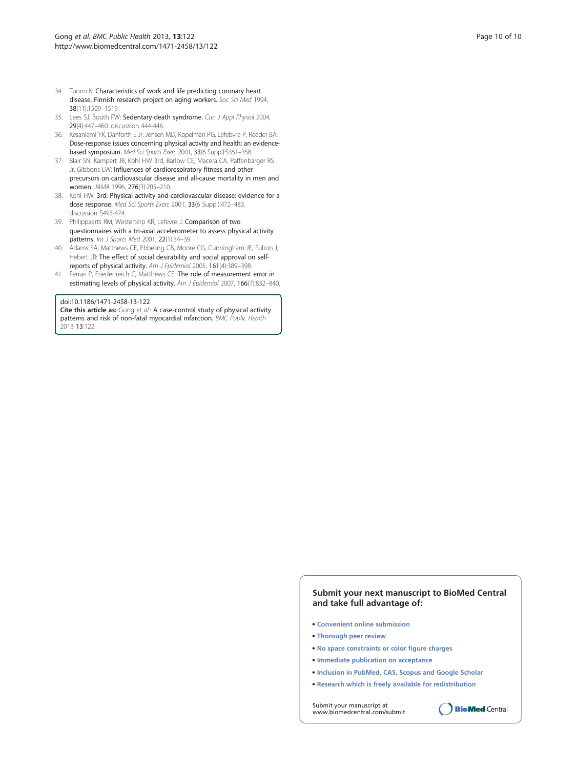34. Tuomi K: **Characteristics of work and life predicting coronary heart disease. Finnish research project on aging workers.** *Soc Sci Med* 1994, **38**(11):1509–1519.
35. Lees SJ, Booth FW: **Sedentary death syndrome.** *Can J Appl Physiol* 2004, **29**(4):447–460. discussion 444-446.
36. Kesaniemi YK, Danforth E Jr, Jensen MD, Kopelman PG, Lefebvre P, Reeder BA: **Dose-response issues concerning physical activity and health: an evidence-based symposium.** *Med Sci Sports Exerc* 2001, **33**(6 Suppl):S351–358.
37. Blair SN, Kampert JB, Kohl HW 3rd, Barlow CE, Macera CA, Paffenbarger RS Jr, Gibbons LW: **Influences of cardiorespiratory fitness and other precursors on cardiovascular disease and all-cause mortality in men and women.** *JAMA* 1996, **276**(3):205–210.
38. Kohl HW: **3rd: Physical activity and cardiovascular disease: evidence for a dose response.** *Med Sci Sports Exerc* 2001, **33**(6 Suppl):472–483. discussion S493-474.
39. Philippaerts RM, Westerterp KR, Lefevre J: **Comparison of two questionnaires with a tri-axial accelerometer to assess physical activity patterns.** *Int J Sports Med* 2001, **22**(1):34–39.
40. Adams SA, Matthews CE, Ebbeling CB, Moore CG, Cunningham JE, Fulton J, Hebert JR: **The effect of social desirability and social approval on self-reports of physical activity.** *Am J Epidemiol* 2005, **161**(4):389–398.
41. Ferrari P, Friedenreich C, Matthews CE: **The role of measurement error in estimating levels of physical activity.** *Am J Epidemiol* 2007, **166**(7):832–840.

doi:10.1186/1471-2458-13-122
**Cite this article as:** Gong *et al.*: A case-control study of physical activity patterns and risk of non-fatal myocardial infarction. *BMC Public Health* 2013 **13**:122.

**Submit your next manuscript to BioMed Central and take full advantage of:**

- **Convenient online submission**
- **Thorough peer review**
- **No space constraints or color figure charges**
- **Immediate publication on acceptance**
- **Inclusion in PubMed, CAS, Scopus and Google Scholar**
- **Research which is freely available for redistribution**

Submit your manuscript at
www.biomedcentral.com/submit